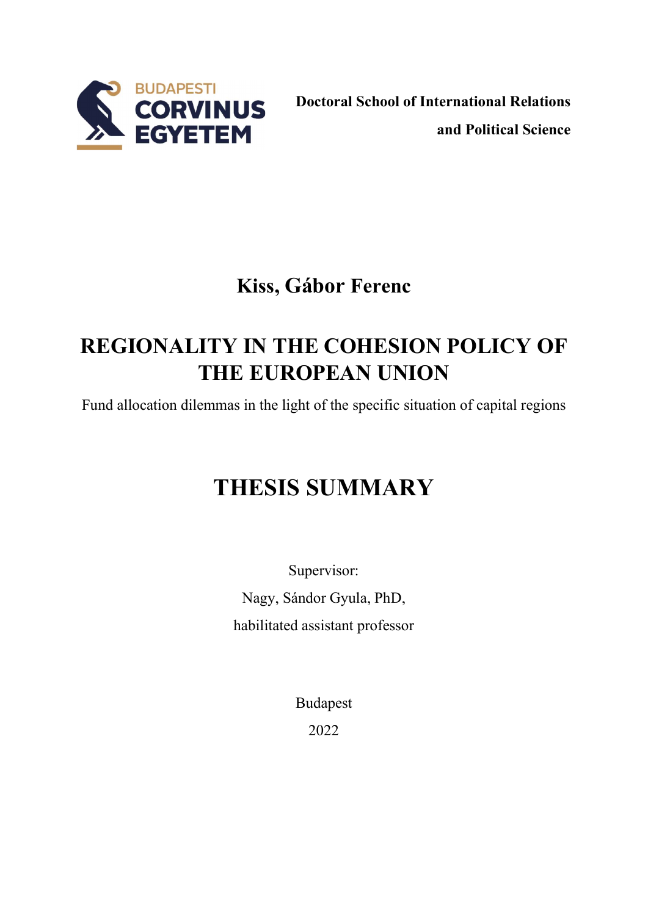BUDAPESTI CORVINUS EGYETEM

**Doctoral School of International Relations and Political Science**

## Kiss, Gábor Ferenc

# REGIONALITY IN THE COHESION POLICY OF THE EUROPEAN UNION

Fund allocation dilemmas in the light of the specific situation of capital regions

# THESIS SUMMARY

Supervisor:

Nagy, Sándor Gyula, PhD,

habilitated assistant professor

Budapest

2022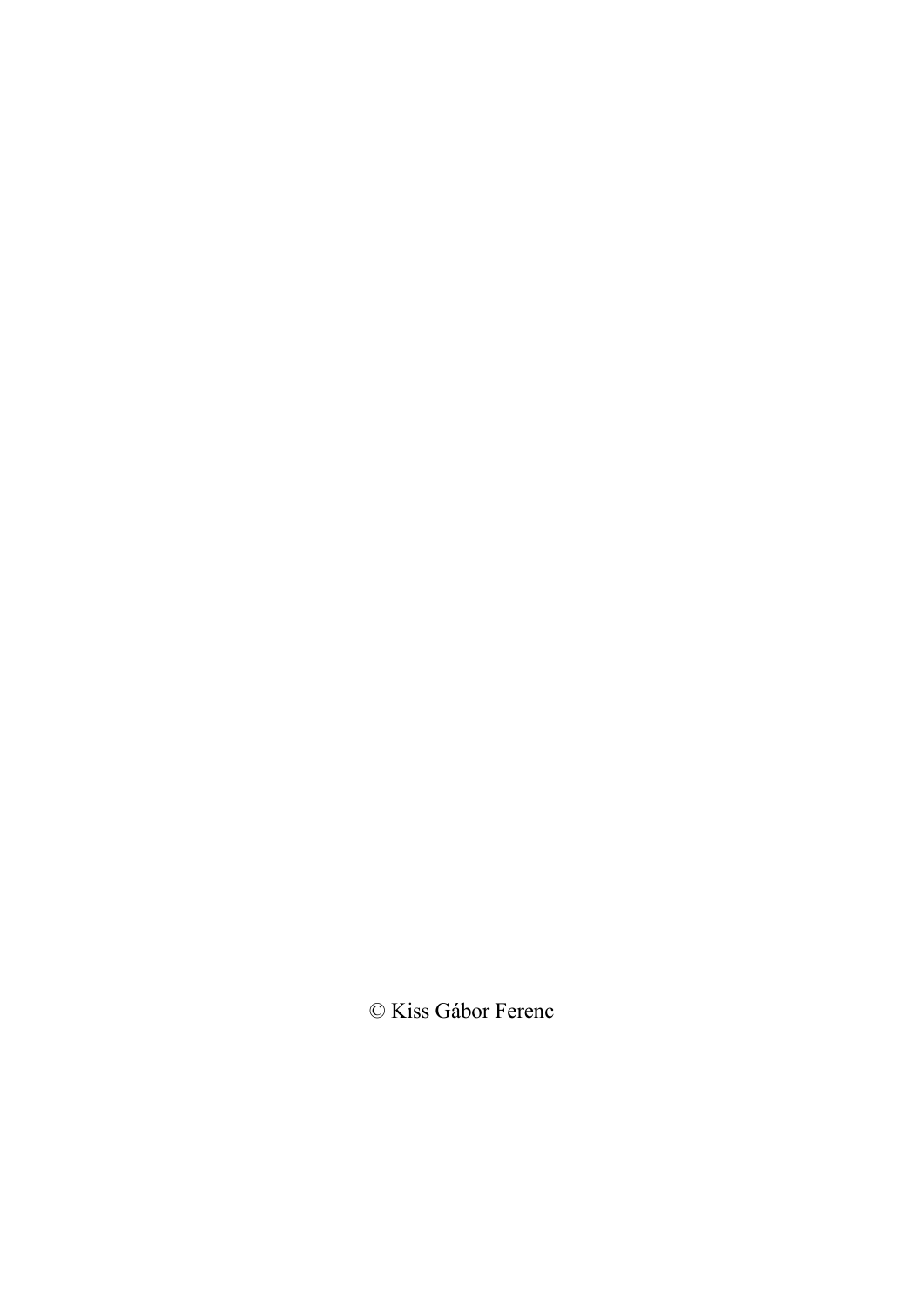© Kiss Gábor Ferenc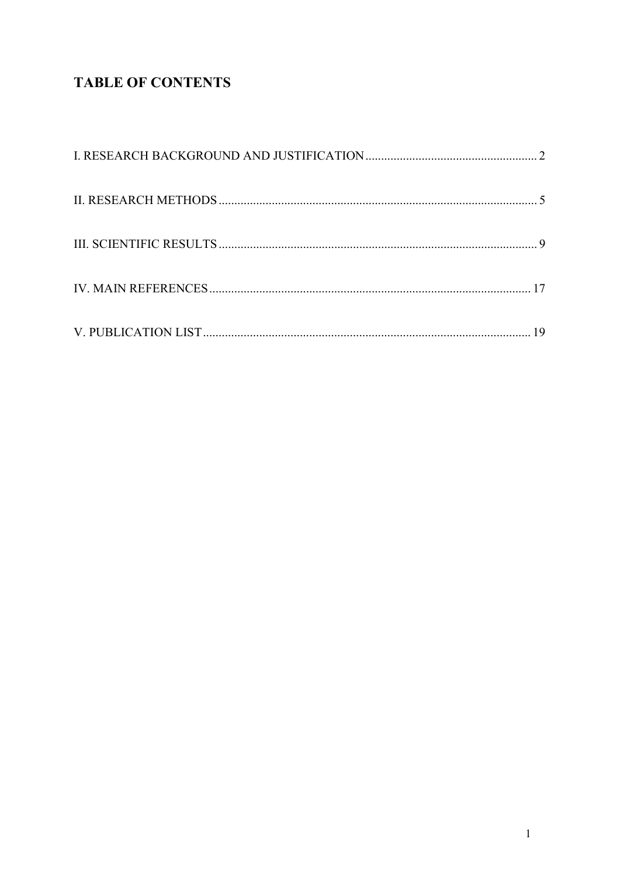## TABLE OF CONTENTS

I. RESEARCH BACKGROUND AND JUSTIFICATION ........................................................ 2

II. RESEARCH METHODS ........................................................................................................ 5

III. SCIENTIFIC RESULTS ....................................................................................................... 9

IV. MAIN REFERENCES ......................................................................................................... 17

V. PUBLICATION LIST ........................................................................................................... 19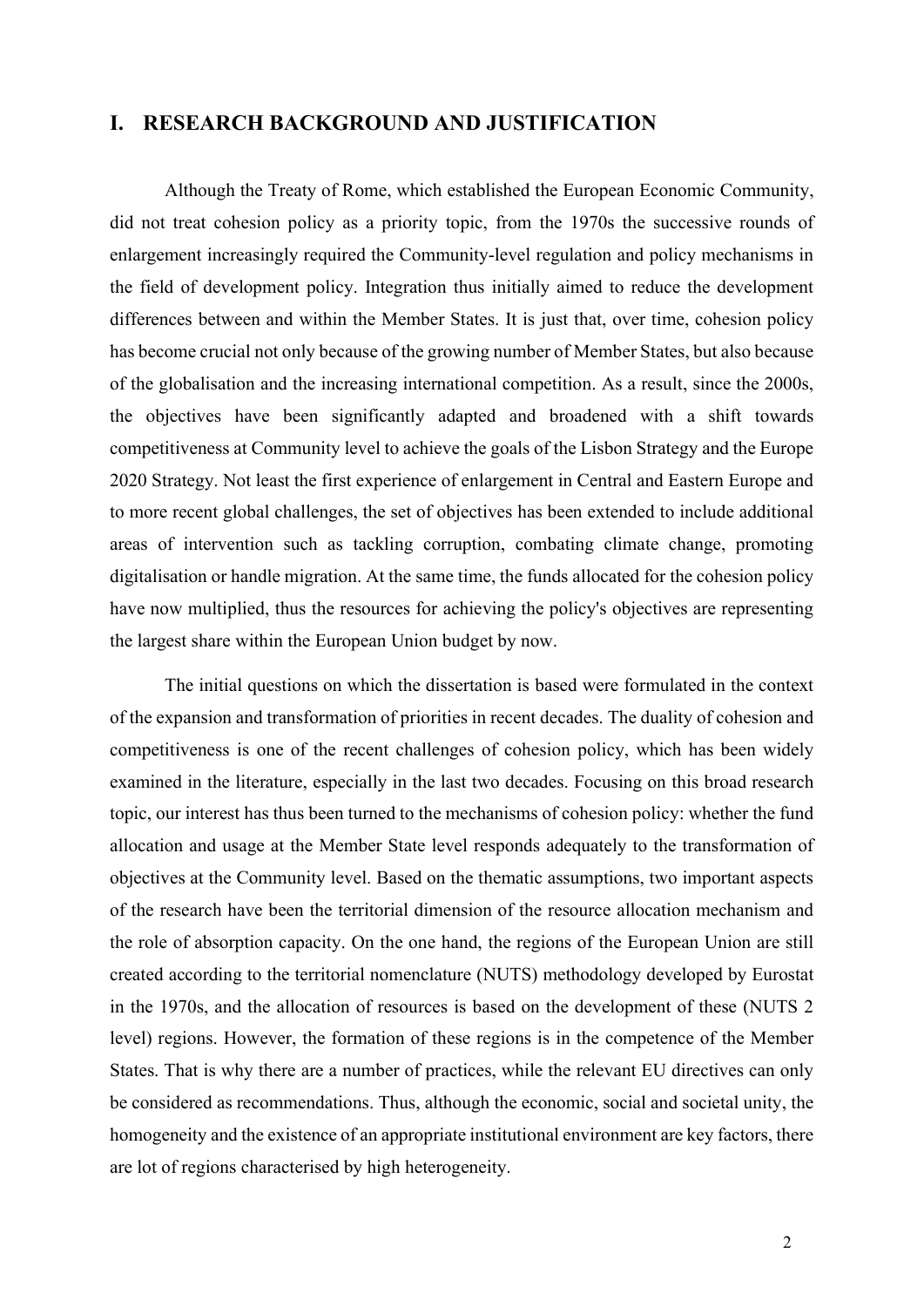# I. RESEARCH BACKGROUND AND JUSTIFICATION

Although the Treaty of Rome, which established the European Economic Community, did not treat cohesion policy as a priority topic, from the 1970s the successive rounds of enlargement increasingly required the Community-level regulation and policy mechanisms in the field of development policy. Integration thus initially aimed to reduce the development differences between and within the Member States. It is just that, over time, cohesion policy has become crucial not only because of the growing number of Member States, but also because of the globalisation and the increasing international competition. As a result, since the 2000s, the objectives have been significantly adapted and broadened with a shift towards competitiveness at Community level to achieve the goals of the Lisbon Strategy and the Europe 2020 Strategy. Not least the first experience of enlargement in Central and Eastern Europe and to more recent global challenges, the set of objectives has been extended to include additional areas of intervention such as tackling corruption, combating climate change, promoting digitalisation or handle migration. At the same time, the funds allocated for the cohesion policy have now multiplied, thus the resources for achieving the policy's objectives are representing the largest share within the European Union budget by now.

The initial questions on which the dissertation is based were formulated in the context of the expansion and transformation of priorities in recent decades. The duality of cohesion and competitiveness is one of the recent challenges of cohesion policy, which has been widely examined in the literature, especially in the last two decades. Focusing on this broad research topic, our interest has thus been turned to the mechanisms of cohesion policy: whether the fund allocation and usage at the Member State level responds adequately to the transformation of objectives at the Community level. Based on the thematic assumptions, two important aspects of the research have been the territorial dimension of the resource allocation mechanism and the role of absorption capacity. On the one hand, the regions of the European Union are still created according to the territorial nomenclature (NUTS) methodology developed by Eurostat in the 1970s, and the allocation of resources is based on the development of these (NUTS 2 level) regions. However, the formation of these regions is in the competence of the Member States. That is why there are a number of practices, while the relevant EU directives can only be considered as recommendations. Thus, although the economic, social and societal unity, the homogeneity and the existence of an appropriate institutional environment are key factors, there are lot of regions characterised by high heterogeneity.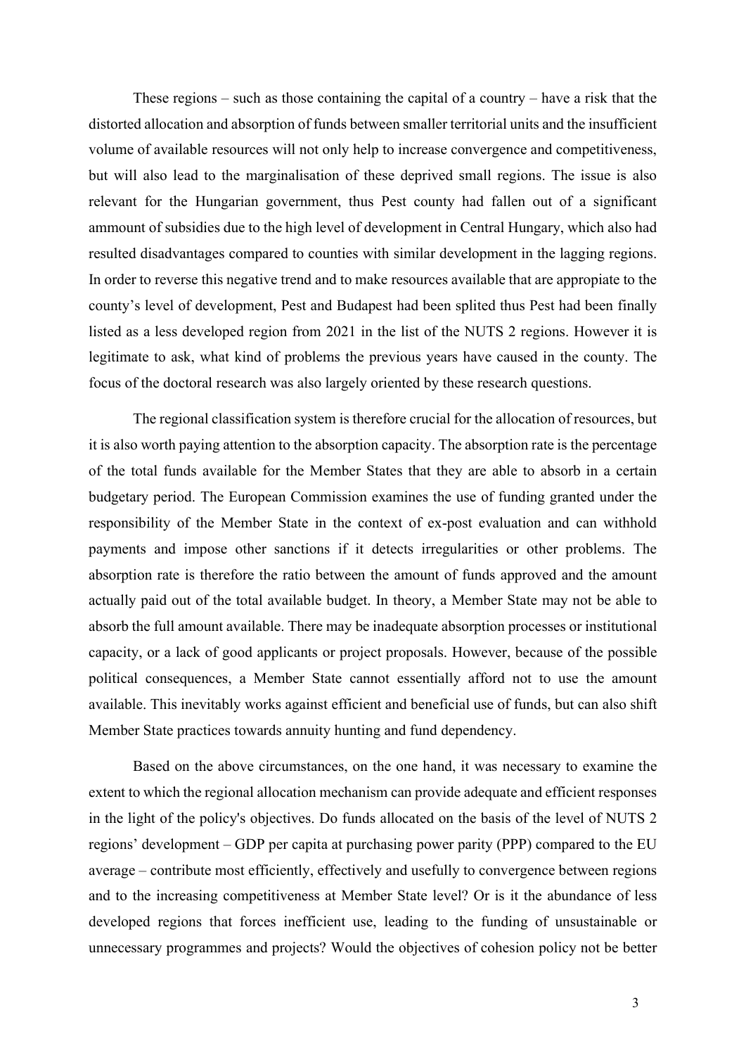These regions – such as those containing the capital of a country – have a risk that the distorted allocation and absorption of funds between smaller territorial units and the insufficient volume of available resources will not only help to increase convergence and competitiveness, but will also lead to the marginalisation of these deprived small regions. The issue is also relevant for the Hungarian government, thus Pest county had fallen out of a significant ammount of subsidies due to the high level of development in Central Hungary, which also had resulted disadvantages compared to counties with similar development in the lagging regions. In order to reverse this negative trend and to make resources available that are appropiate to the county's level of development, Pest and Budapest had been splited thus Pest had been finally listed as a less developed region from 2021 in the list of the NUTS 2 regions. However it is legitimate to ask, what kind of problems the previous years have caused in the county. The focus of the doctoral research was also largely oriented by these research questions.

The regional classification system is therefore crucial for the allocation of resources, but it is also worth paying attention to the absorption capacity. The absorption rate is the percentage of the total funds available for the Member States that they are able to absorb in a certain budgetary period. The European Commission examines the use of funding granted under the responsibility of the Member State in the context of ex-post evaluation and can withhold payments and impose other sanctions if it detects irregularities or other problems. The absorption rate is therefore the ratio between the amount of funds approved and the amount actually paid out of the total available budget. In theory, a Member State may not be able to absorb the full amount available. There may be inadequate absorption processes or institutional capacity, or a lack of good applicants or project proposals. However, because of the possible political consequences, a Member State cannot essentially afford not to use the amount available. This inevitably works against efficient and beneficial use of funds, but can also shift Member State practices towards annuity hunting and fund dependency.

Based on the above circumstances, on the one hand, it was necessary to examine the extent to which the regional allocation mechanism can provide adequate and efficient responses in the light of the policy's objectives. Do funds allocated on the basis of the level of NUTS 2 regions' development – GDP per capita at purchasing power parity (PPP) compared to the EU average – contribute most efficiently, effectively and usefully to convergence between regions and to the increasing competitiveness at Member State level? Or is it the abundance of less developed regions that forces inefficient use, leading to the funding of unsustainable or unnecessary programmes and projects? Would the objectives of cohesion policy not be better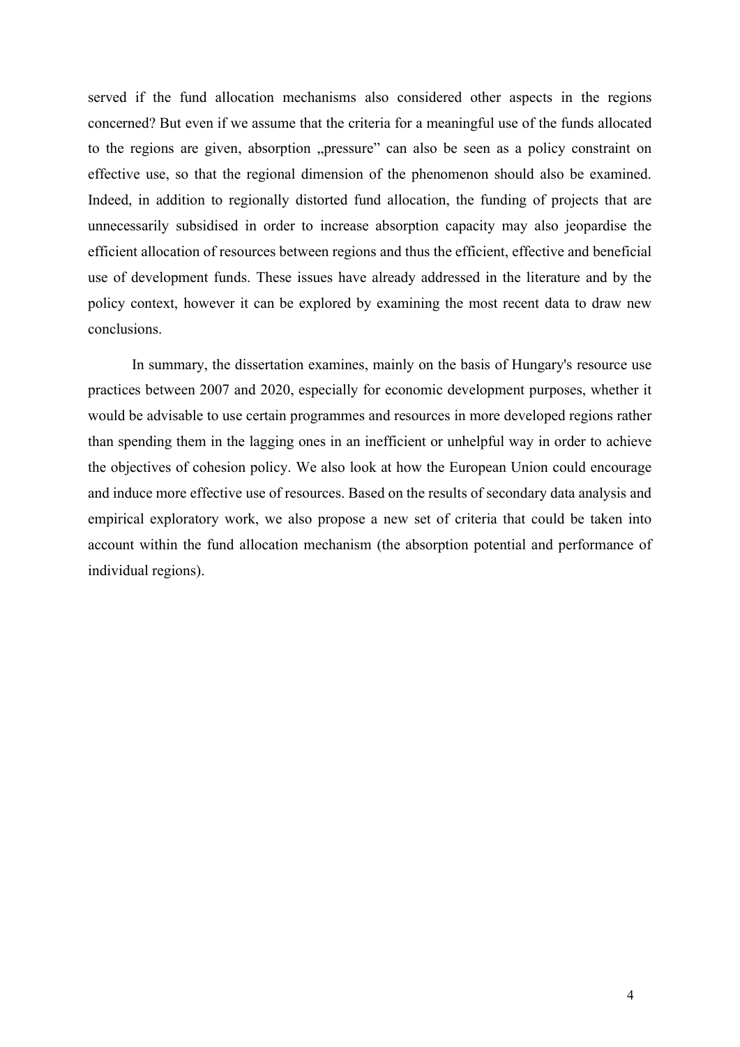served if the fund allocation mechanisms also considered other aspects in the regions concerned? But even if we assume that the criteria for a meaningful use of the funds allocated to the regions are given, absorption „pressure" can also be seen as a policy constraint on effective use, so that the regional dimension of the phenomenon should also be examined. Indeed, in addition to regionally distorted fund allocation, the funding of projects that are unnecessarily subsidised in order to increase absorption capacity may also jeopardise the efficient allocation of resources between regions and thus the efficient, effective and beneficial use of development funds. These issues have already addressed in the literature and by the policy context, however it can be explored by examining the most recent data to draw new conclusions.

In summary, the dissertation examines, mainly on the basis of Hungary's resource use practices between 2007 and 2020, especially for economic development purposes, whether it would be advisable to use certain programmes and resources in more developed regions rather than spending them in the lagging ones in an inefficient or unhelpful way in order to achieve the objectives of cohesion policy. We also look at how the European Union could encourage and induce more effective use of resources. Based on the results of secondary data analysis and empirical exploratory work, we also propose a new set of criteria that could be taken into account within the fund allocation mechanism (the absorption potential and performance of individual regions).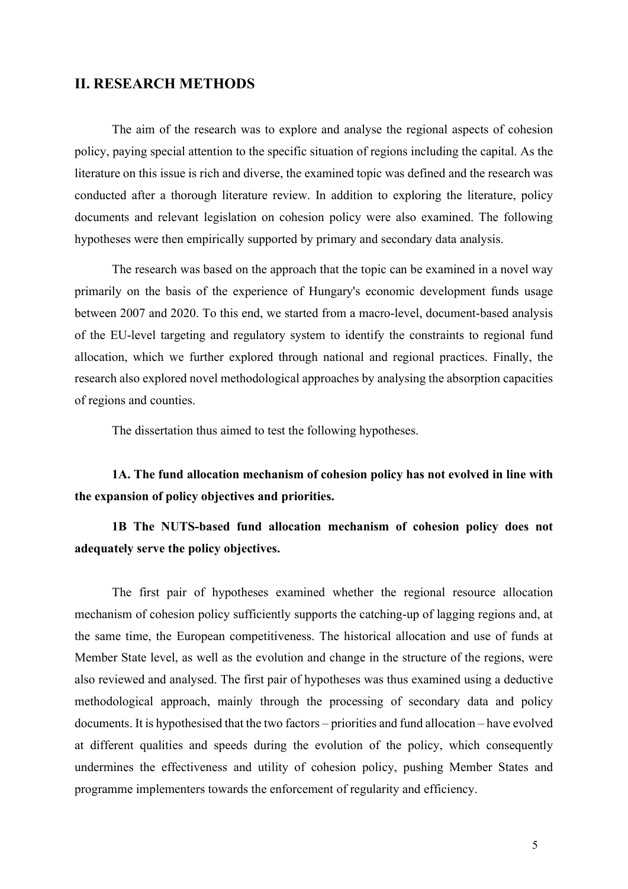## II. RESEARCH METHODS

The aim of the research was to explore and analyse the regional aspects of cohesion policy, paying special attention to the specific situation of regions including the capital. As the literature on this issue is rich and diverse, the examined topic was defined and the research was conducted after a thorough literature review. In addition to exploring the literature, policy documents and relevant legislation on cohesion policy were also examined. The following hypotheses were then empirically supported by primary and secondary data analysis.

The research was based on the approach that the topic can be examined in a novel way primarily on the basis of the experience of Hungary's economic development funds usage between 2007 and 2020. To this end, we started from a macro-level, document-based analysis of the EU-level targeting and regulatory system to identify the constraints to regional fund allocation, which we further explored through national and regional practices. Finally, the research also explored novel methodological approaches by analysing the absorption capacities of regions and counties.

The dissertation thus aimed to test the following hypotheses.

**1A. The fund allocation mechanism of cohesion policy has not evolved in line with the expansion of policy objectives and priorities.**

**1B The NUTS-based fund allocation mechanism of cohesion policy does not adequately serve the policy objectives.**

The first pair of hypotheses examined whether the regional resource allocation mechanism of cohesion policy sufficiently supports the catching-up of lagging regions and, at the same time, the European competitiveness. The historical allocation and use of funds at Member State level, as well as the evolution and change in the structure of the regions, were also reviewed and analysed. The first pair of hypotheses was thus examined using a deductive methodological approach, mainly through the processing of secondary data and policy documents. It is hypothesised that the two factors – priorities and fund allocation – have evolved at different qualities and speeds during the evolution of the policy, which consequently undermines the effectiveness and utility of cohesion policy, pushing Member States and programme implementers towards the enforcement of regularity and efficiency.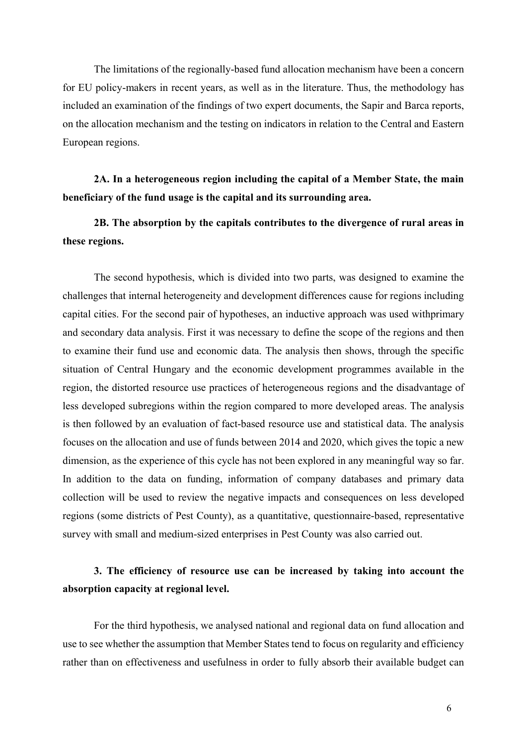The limitations of the regionally-based fund allocation mechanism have been a concern for EU policy-makers in recent years, as well as in the literature. Thus, the methodology has included an examination of the findings of two expert documents, the Sapir and Barca reports, on the allocation mechanism and the testing on indicators in relation to the Central and Eastern European regions.

**2A. In a heterogeneous region including the capital of a Member State, the main beneficiary of the fund usage is the capital and its surrounding area.**

**2B. The absorption by the capitals contributes to the divergence of rural areas in these regions.**

The second hypothesis, which is divided into two parts, was designed to examine the challenges that internal heterogeneity and development differences cause for regions including capital cities. For the second pair of hypotheses, an inductive approach was used withprimary and secondary data analysis. First it was necessary to define the scope of the regions and then to examine their fund use and economic data. The analysis then shows, through the specific situation of Central Hungary and the economic development programmes available in the region, the distorted resource use practices of heterogeneous regions and the disadvantage of less developed subregions within the region compared to more developed areas. The analysis is then followed by an evaluation of fact-based resource use and statistical data. The analysis focuses on the allocation and use of funds between 2014 and 2020, which gives the topic a new dimension, as the experience of this cycle has not been explored in any meaningful way so far. In addition to the data on funding, information of company databases and primary data collection will be used to review the negative impacts and consequences on less developed regions (some districts of Pest County), as a quantitative, questionnaire-based, representative survey with small and medium-sized enterprises in Pest County was also carried out.

**3. The efficiency of resource use can be increased by taking into account the absorption capacity at regional level.**

For the third hypothesis, we analysed national and regional data on fund allocation and use to see whether the assumption that Member States tend to focus on regularity and efficiency rather than on effectiveness and usefulness in order to fully absorb their available budget can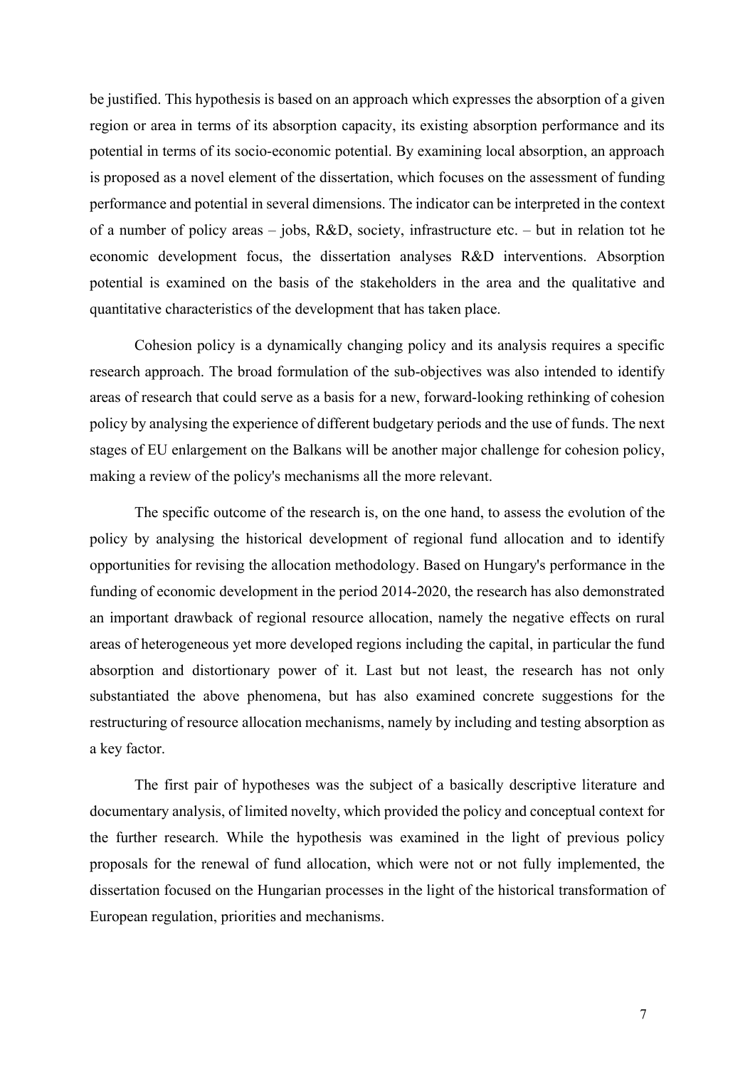be justified. This hypothesis is based on an approach which expresses the absorption of a given region or area in terms of its absorption capacity, its existing absorption performance and its potential in terms of its socio-economic potential. By examining local absorption, an approach is proposed as a novel element of the dissertation, which focuses on the assessment of funding performance and potential in several dimensions. The indicator can be interpreted in the context of a number of policy areas – jobs, R&D, society, infrastructure etc. – but in relation tot he economic development focus, the dissertation analyses R&D interventions. Absorption potential is examined on the basis of the stakeholders in the area and the qualitative and quantitative characteristics of the development that has taken place.

Cohesion policy is a dynamically changing policy and its analysis requires a specific research approach. The broad formulation of the sub-objectives was also intended to identify areas of research that could serve as a basis for a new, forward-looking rethinking of cohesion policy by analysing the experience of different budgetary periods and the use of funds. The next stages of EU enlargement on the Balkans will be another major challenge for cohesion policy, making a review of the policy's mechanisms all the more relevant.

The specific outcome of the research is, on the one hand, to assess the evolution of the policy by analysing the historical development of regional fund allocation and to identify opportunities for revising the allocation methodology. Based on Hungary's performance in the funding of economic development in the period 2014-2020, the research has also demonstrated an important drawback of regional resource allocation, namely the negative effects on rural areas of heterogeneous yet more developed regions including the capital, in particular the fund absorption and distortionary power of it. Last but not least, the research has not only substantiated the above phenomena, but has also examined concrete suggestions for the restructuring of resource allocation mechanisms, namely by including and testing absorption as a key factor.

The first pair of hypotheses was the subject of a basically descriptive literature and documentary analysis, of limited novelty, which provided the policy and conceptual context for the further research. While the hypothesis was examined in the light of previous policy proposals for the renewal of fund allocation, which were not or not fully implemented, the dissertation focused on the Hungarian processes in the light of the historical transformation of European regulation, priorities and mechanisms.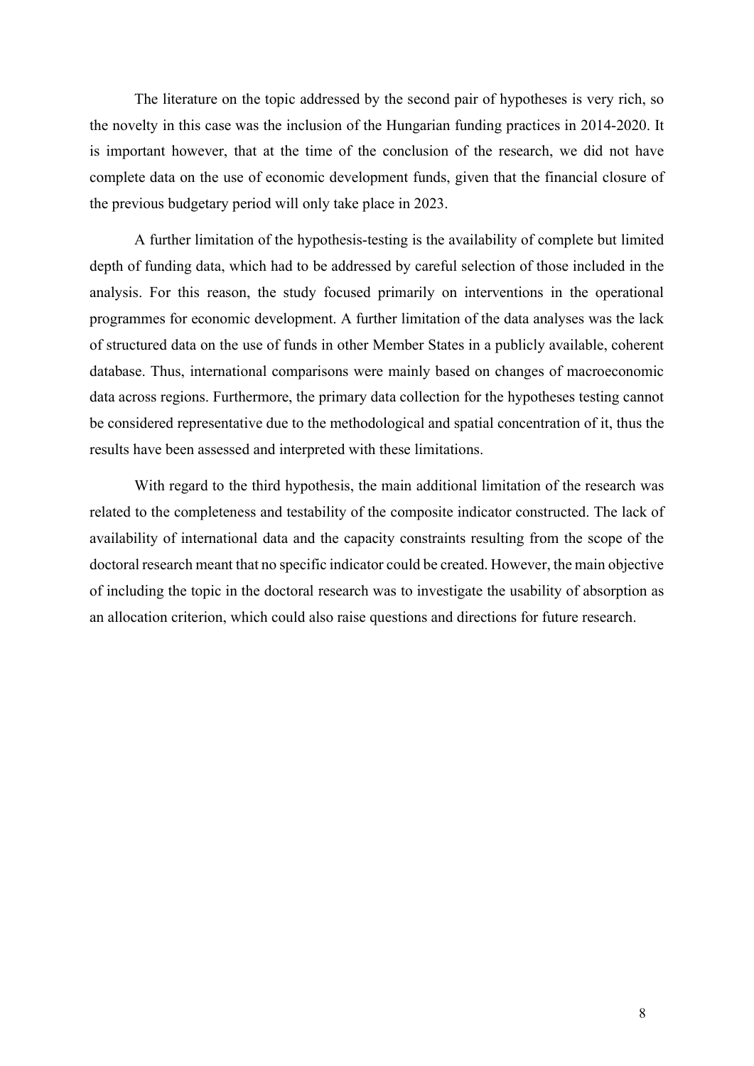The literature on the topic addressed by the second pair of hypotheses is very rich, so the novelty in this case was the inclusion of the Hungarian funding practices in 2014-2020. It is important however, that at the time of the conclusion of the research, we did not have complete data on the use of economic development funds, given that the financial closure of the previous budgetary period will only take place in 2023.

A further limitation of the hypothesis-testing is the availability of complete but limited depth of funding data, which had to be addressed by careful selection of those included in the analysis. For this reason, the study focused primarily on interventions in the operational programmes for economic development. A further limitation of the data analyses was the lack of structured data on the use of funds in other Member States in a publicly available, coherent database. Thus, international comparisons were mainly based on changes of macroeconomic data across regions. Furthermore, the primary data collection for the hypotheses testing cannot be considered representative due to the methodological and spatial concentration of it, thus the results have been assessed and interpreted with these limitations.

With regard to the third hypothesis, the main additional limitation of the research was related to the completeness and testability of the composite indicator constructed. The lack of availability of international data and the capacity constraints resulting from the scope of the doctoral research meant that no specific indicator could be created. However, the main objective of including the topic in the doctoral research was to investigate the usability of absorption as an allocation criterion, which could also raise questions and directions for future research.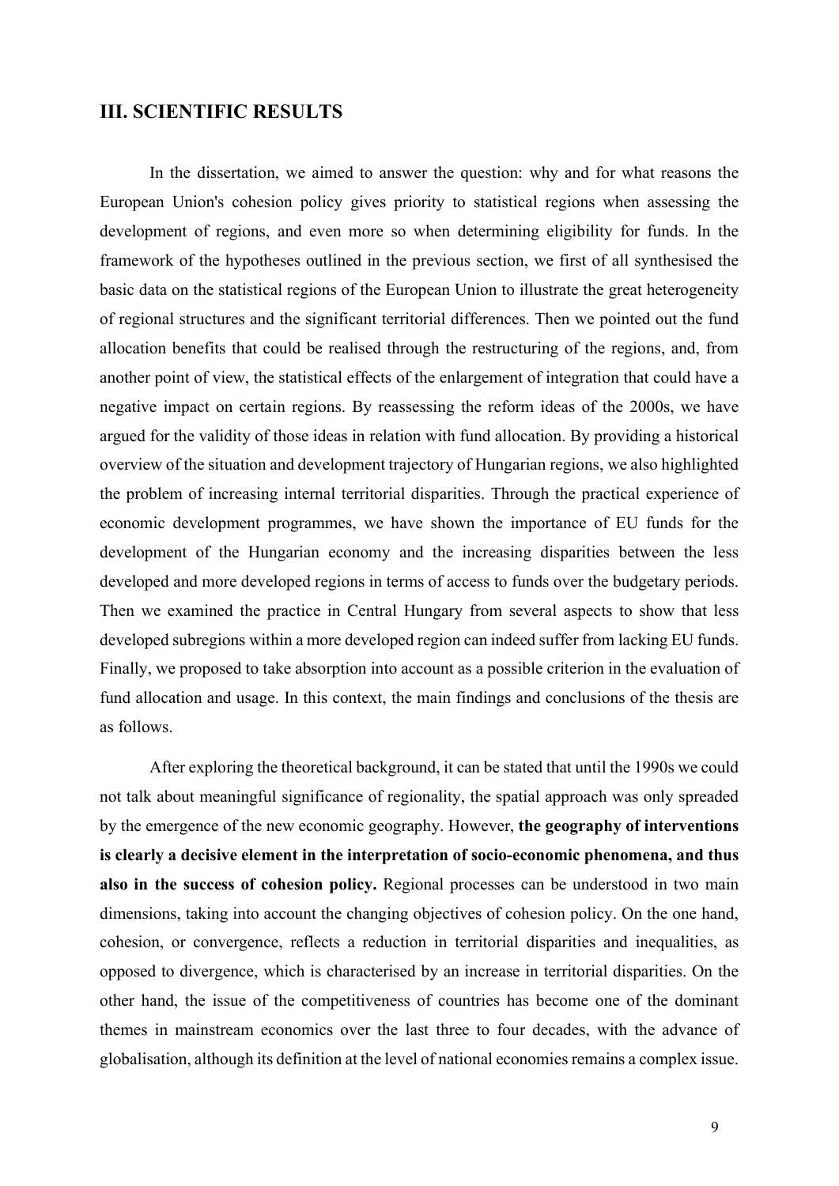## III. SCIENTIFIC RESULTS

In the dissertation, we aimed to answer the question: why and for what reasons the European Union's cohesion policy gives priority to statistical regions when assessing the development of regions, and even more so when determining eligibility for funds. In the framework of the hypotheses outlined in the previous section, we first of all synthesised the basic data on the statistical regions of the European Union to illustrate the great heterogeneity of regional structures and the significant territorial differences. Then we pointed out the fund allocation benefits that could be realised through the restructuring of the regions, and, from another point of view, the statistical effects of the enlargement of integration that could have a negative impact on certain regions. By reassessing the reform ideas of the 2000s, we have argued for the validity of those ideas in relation with fund allocation. By providing a historical overview of the situation and development trajectory of Hungarian regions, we also highlighted the problem of increasing internal territorial disparities. Through the practical experience of economic development programmes, we have shown the importance of EU funds for the development of the Hungarian economy and the increasing disparities between the less developed and more developed regions in terms of access to funds over the budgetary periods. Then we examined the practice in Central Hungary from several aspects to show that less developed subregions within a more developed region can indeed suffer from lacking EU funds. Finally, we proposed to take absorption into account as a possible criterion in the evaluation of fund allocation and usage. In this context, the main findings and conclusions of the thesis are as follows.

After exploring the theoretical background, it can be stated that until the 1990s we could not talk about meaningful significance of regionality, the spatial approach was only spreaded by the emergence of the new economic geography. However, **the geography of interventions is clearly a decisive element in the interpretation of socio-economic phenomena, and thus also in the success of cohesion policy.** Regional processes can be understood in two main dimensions, taking into account the changing objectives of cohesion policy. On the one hand, cohesion, or convergence, reflects a reduction in territorial disparities and inequalities, as opposed to divergence, which is characterised by an increase in territorial disparities. On the other hand, the issue of the competitiveness of countries has become one of the dominant themes in mainstream economics over the last three to four decades, with the advance of globalisation, although its definition at the level of national economies remains a complex issue.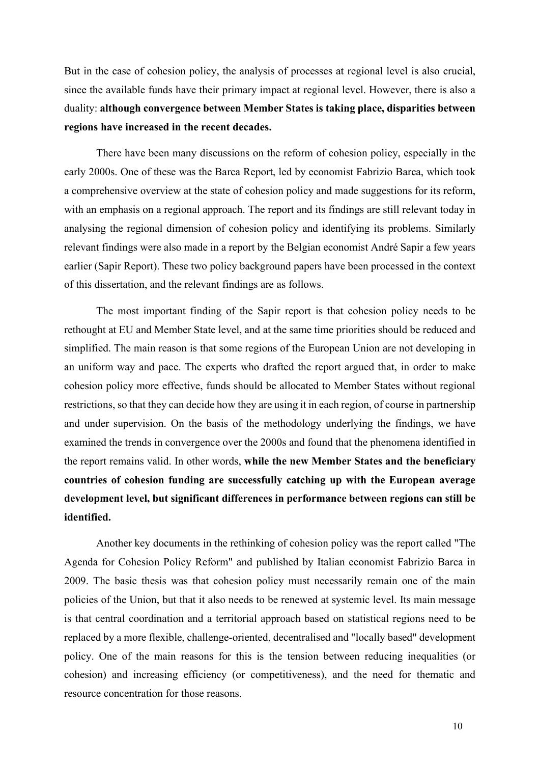But in the case of cohesion policy, the analysis of processes at regional level is also crucial, since the available funds have their primary impact at regional level. However, there is also a duality: **although convergence between Member States is taking place, disparities between regions have increased in the recent decades.**

There have been many discussions on the reform of cohesion policy, especially in the early 2000s. One of these was the Barca Report, led by economist Fabrizio Barca, which took a comprehensive overview at the state of cohesion policy and made suggestions for its reform, with an emphasis on a regional approach. The report and its findings are still relevant today in analysing the regional dimension of cohesion policy and identifying its problems. Similarly relevant findings were also made in a report by the Belgian economist André Sapir a few years earlier (Sapir Report). These two policy background papers have been processed in the context of this dissertation, and the relevant findings are as follows.

The most important finding of the Sapir report is that cohesion policy needs to be rethought at EU and Member State level, and at the same time priorities should be reduced and simplified. The main reason is that some regions of the European Union are not developing in an uniform way and pace. The experts who drafted the report argued that, in order to make cohesion policy more effective, funds should be allocated to Member States without regional restrictions, so that they can decide how they are using it in each region, of course in partnership and under supervision. On the basis of the methodology underlying the findings, we have examined the trends in convergence over the 2000s and found that the phenomena identified in the report remains valid. In other words, **while the new Member States and the beneficiary countries of cohesion funding are successfully catching up with the European average development level, but significant differences in performance between regions can still be identified.**

Another key documents in the rethinking of cohesion policy was the report called "The Agenda for Cohesion Policy Reform" and published by Italian economist Fabrizio Barca in 2009. The basic thesis was that cohesion policy must necessarily remain one of the main policies of the Union, but that it also needs to be renewed at systemic level. Its main message is that central coordination and a territorial approach based on statistical regions need to be replaced by a more flexible, challenge-oriented, decentralised and "locally based" development policy. One of the main reasons for this is the tension between reducing inequalities (or cohesion) and increasing efficiency (or competitiveness), and the need for thematic and resource concentration for those reasons.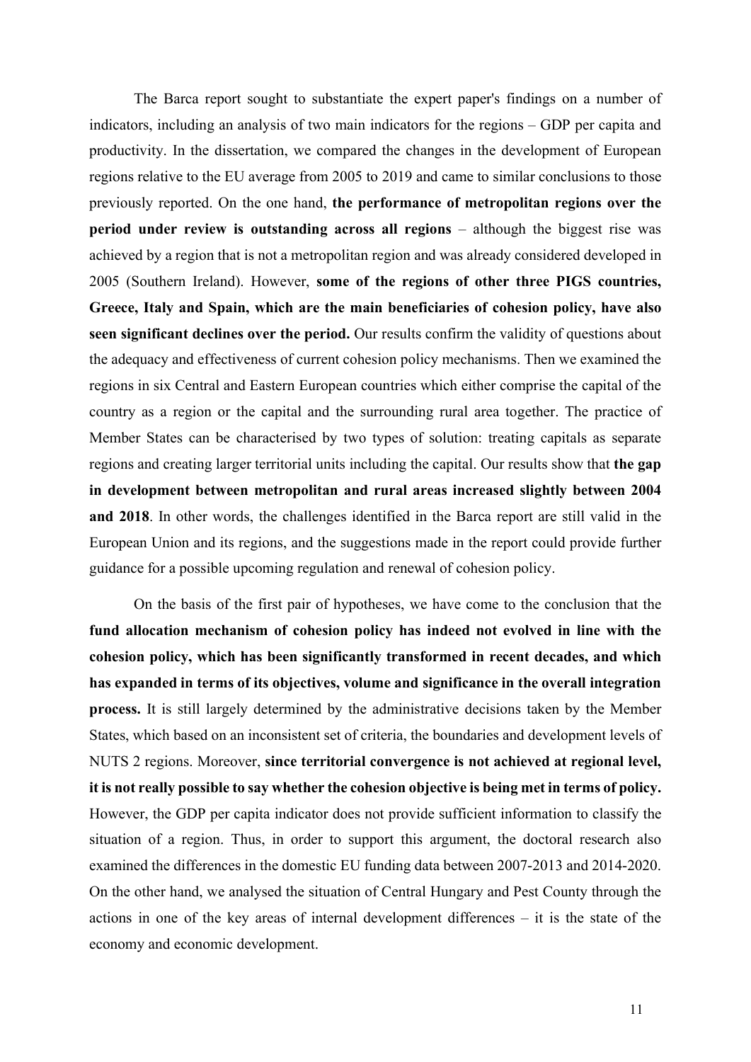The Barca report sought to substantiate the expert paper's findings on a number of indicators, including an analysis of two main indicators for the regions – GDP per capita and productivity. In the dissertation, we compared the changes in the development of European regions relative to the EU average from 2005 to 2019 and came to similar conclusions to those previously reported. On the one hand, **the performance of metropolitan regions over the period under review is outstanding across all regions** – although the biggest rise was achieved by a region that is not a metropolitan region and was already considered developed in 2005 (Southern Ireland). However, **some of the regions of other three PIGS countries, Greece, Italy and Spain, which are the main beneficiaries of cohesion policy, have also seen significant declines over the period.** Our results confirm the validity of questions about the adequacy and effectiveness of current cohesion policy mechanisms. Then we examined the regions in six Central and Eastern European countries which either comprise the capital of the country as a region or the capital and the surrounding rural area together. The practice of Member States can be characterised by two types of solution: treating capitals as separate regions and creating larger territorial units including the capital. Our results show that **the gap in development between metropolitan and rural areas increased slightly between 2004 and 2018**. In other words, the challenges identified in the Barca report are still valid in the European Union and its regions, and the suggestions made in the report could provide further guidance for a possible upcoming regulation and renewal of cohesion policy.

On the basis of the first pair of hypotheses, we have come to the conclusion that the **fund allocation mechanism of cohesion policy has indeed not evolved in line with the cohesion policy, which has been significantly transformed in recent decades, and which has expanded in terms of its objectives, volume and significance in the overall integration process.** It is still largely determined by the administrative decisions taken by the Member States, which based on an inconsistent set of criteria, the boundaries and development levels of NUTS 2 regions. Moreover, **since territorial convergence is not achieved at regional level, it is not really possible to say whether the cohesion objective is being met in terms of policy.** However, the GDP per capita indicator does not provide sufficient information to classify the situation of a region. Thus, in order to support this argument, the doctoral research also examined the differences in the domestic EU funding data between 2007-2013 and 2014-2020. On the other hand, we analysed the situation of Central Hungary and Pest County through the actions in one of the key areas of internal development differences – it is the state of the economy and economic development.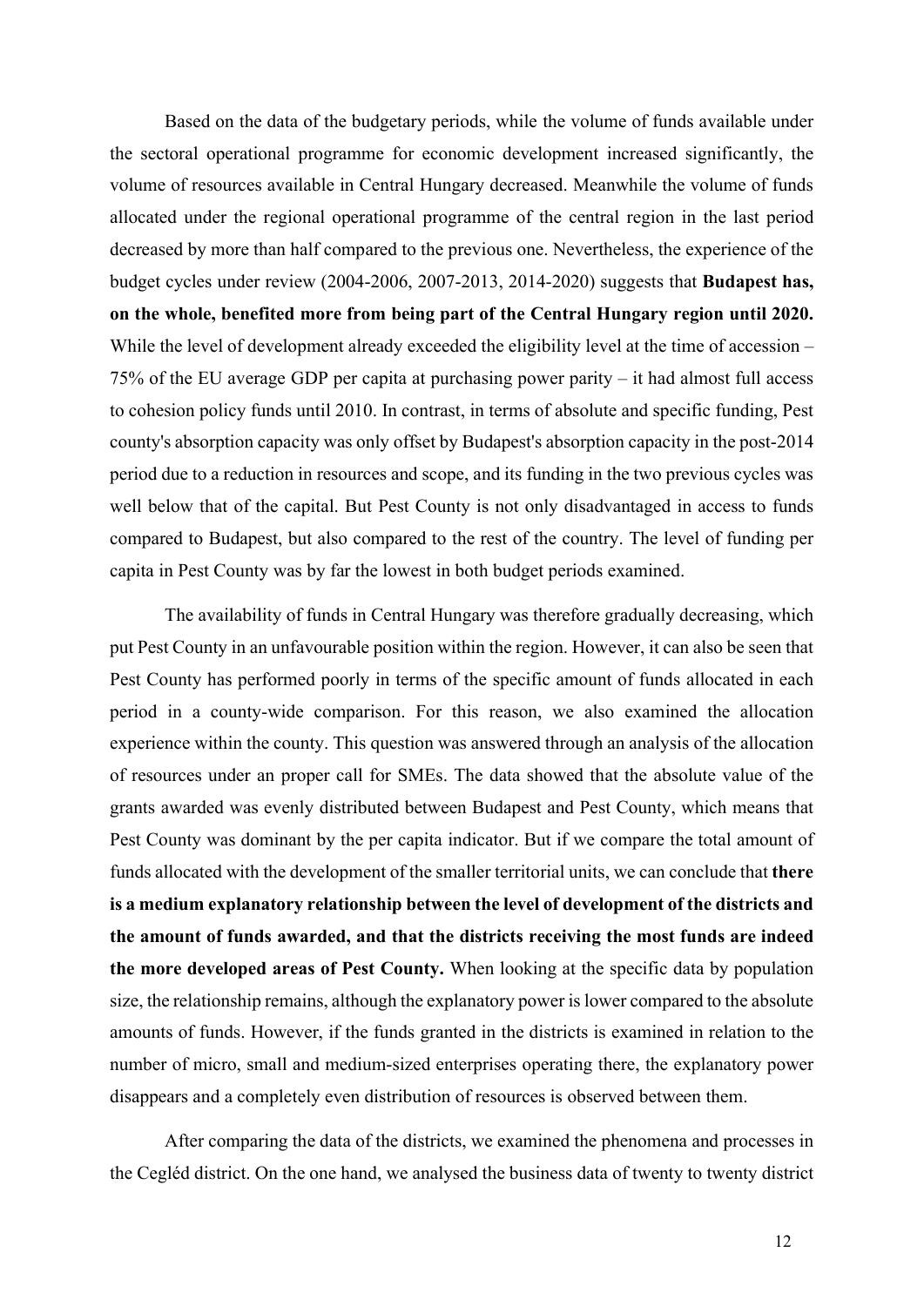Based on the data of the budgetary periods, while the volume of funds available under the sectoral operational programme for economic development increased significantly, the volume of resources available in Central Hungary decreased. Meanwhile the volume of funds allocated under the regional operational programme of the central region in the last period decreased by more than half compared to the previous one. Nevertheless, the experience of the budget cycles under review (2004-2006, 2007-2013, 2014-2020) suggests that **Budapest has, on the whole, benefited more from being part of the Central Hungary region until 2020.** While the level of development already exceeded the eligibility level at the time of accession – 75% of the EU average GDP per capita at purchasing power parity – it had almost full access to cohesion policy funds until 2010. In contrast, in terms of absolute and specific funding, Pest county's absorption capacity was only offset by Budapest's absorption capacity in the post-2014 period due to a reduction in resources and scope, and its funding in the two previous cycles was well below that of the capital. But Pest County is not only disadvantaged in access to funds compared to Budapest, but also compared to the rest of the country. The level of funding per capita in Pest County was by far the lowest in both budget periods examined.

The availability of funds in Central Hungary was therefore gradually decreasing, which put Pest County in an unfavourable position within the region. However, it can also be seen that Pest County has performed poorly in terms of the specific amount of funds allocated in each period in a county-wide comparison. For this reason, we also examined the allocation experience within the county. This question was answered through an analysis of the allocation of resources under an proper call for SMEs. The data showed that the absolute value of the grants awarded was evenly distributed between Budapest and Pest County, which means that Pest County was dominant by the per capita indicator. But if we compare the total amount of funds allocated with the development of the smaller territorial units, we can conclude that **there is a medium explanatory relationship between the level of development of the districts and the amount of funds awarded, and that the districts receiving the most funds are indeed the more developed areas of Pest County.** When looking at the specific data by population size, the relationship remains, although the explanatory power is lower compared to the absolute amounts of funds. However, if the funds granted in the districts is examined in relation to the number of micro, small and medium-sized enterprises operating there, the explanatory power disappears and a completely even distribution of resources is observed between them.

After comparing the data of the districts, we examined the phenomena and processes in the Cegléd district. On the one hand, we analysed the business data of twenty to twenty district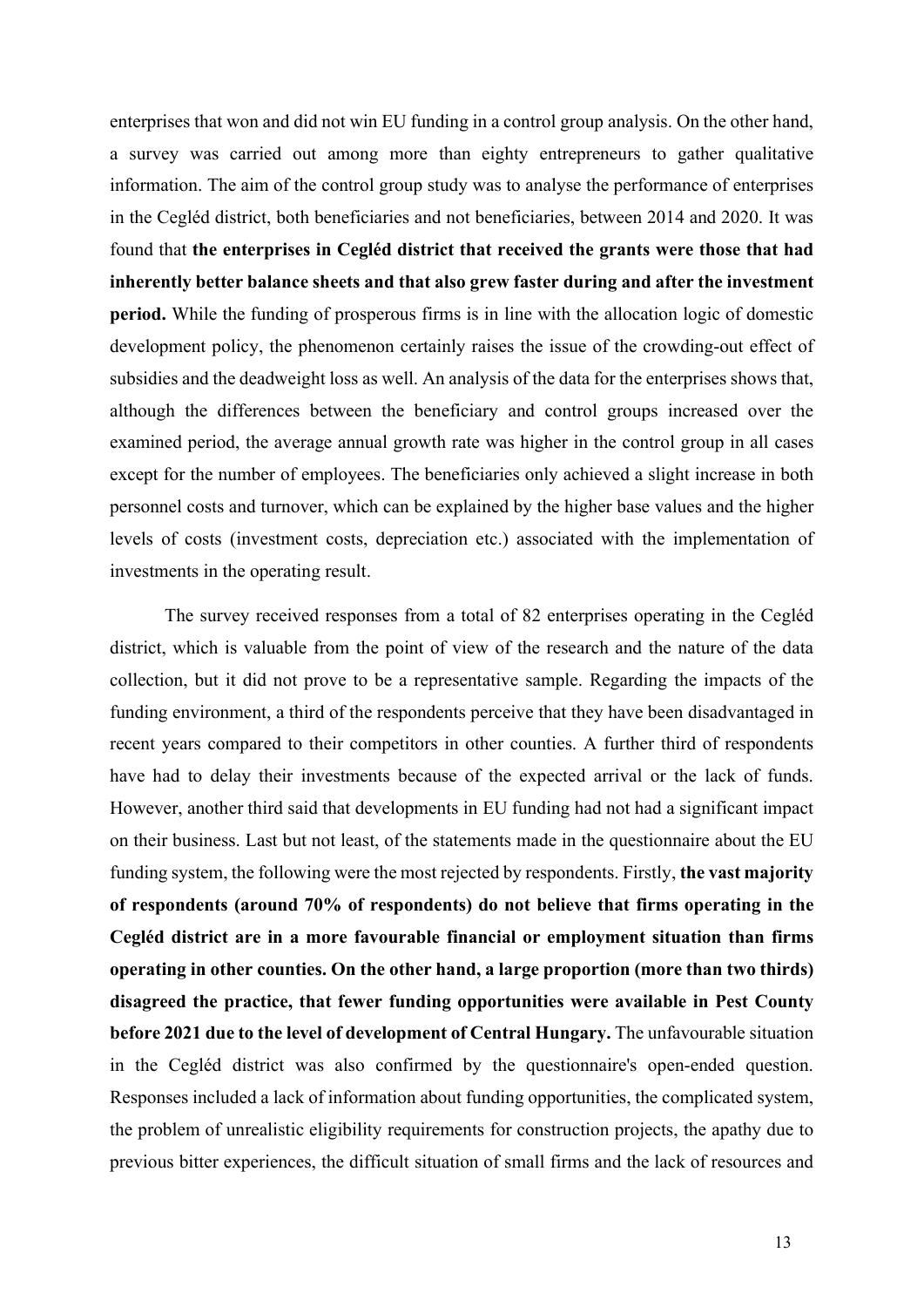enterprises that won and did not win EU funding in a control group analysis. On the other hand, a survey was carried out among more than eighty entrepreneurs to gather qualitative information. The aim of the control group study was to analyse the performance of enterprises in the Cegléd district, both beneficiaries and not beneficiaries, between 2014 and 2020. It was found that **the enterprises in Cegléd district that received the grants were those that had inherently better balance sheets and that also grew faster during and after the investment period.** While the funding of prosperous firms is in line with the allocation logic of domestic development policy, the phenomenon certainly raises the issue of the crowding-out effect of subsidies and the deadweight loss as well. An analysis of the data for the enterprises shows that, although the differences between the beneficiary and control groups increased over the examined period, the average annual growth rate was higher in the control group in all cases except for the number of employees. The beneficiaries only achieved a slight increase in both personnel costs and turnover, which can be explained by the higher base values and the higher levels of costs (investment costs, depreciation etc.) associated with the implementation of investments in the operating result.

The survey received responses from a total of 82 enterprises operating in the Cegléd district, which is valuable from the point of view of the research and the nature of the data collection, but it did not prove to be a representative sample. Regarding the impacts of the funding environment, a third of the respondents perceive that they have been disadvantaged in recent years compared to their competitors in other counties. A further third of respondents have had to delay their investments because of the expected arrival or the lack of funds. However, another third said that developments in EU funding had not had a significant impact on their business. Last but not least, of the statements made in the questionnaire about the EU funding system, the following were the most rejected by respondents. Firstly, **the vast majority of respondents (around 70% of respondents) do not believe that firms operating in the Cegléd district are in a more favourable financial or employment situation than firms operating in other counties. On the other hand, a large proportion (more than two thirds) disagreed the practice, that fewer funding opportunities were available in Pest County before 2021 due to the level of development of Central Hungary.** The unfavourable situation in the Cegléd district was also confirmed by the questionnaire's open-ended question. Responses included a lack of information about funding opportunities, the complicated system, the problem of unrealistic eligibility requirements for construction projects, the apathy due to previous bitter experiences, the difficult situation of small firms and the lack of resources and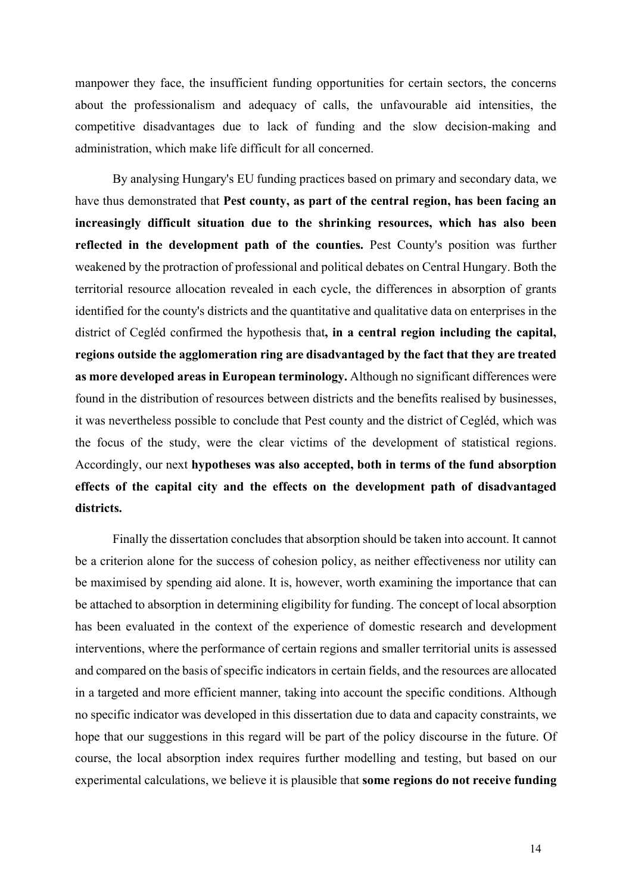manpower they face, the insufficient funding opportunities for certain sectors, the concerns about the professionalism and adequacy of calls, the unfavourable aid intensities, the competitive disadvantages due to lack of funding and the slow decision-making and administration, which make life difficult for all concerned.

By analysing Hungary's EU funding practices based on primary and secondary data, we have thus demonstrated that **Pest county, as part of the central region, has been facing an increasingly difficult situation due to the shrinking resources, which has also been reflected in the development path of the counties.** Pest County's position was further weakened by the protraction of professional and political debates on Central Hungary. Both the territorial resource allocation revealed in each cycle, the differences in absorption of grants identified for the county's districts and the quantitative and qualitative data on enterprises in the district of Cegléd confirmed the hypothesis that**, in a central region including the capital, regions outside the agglomeration ring are disadvantaged by the fact that they are treated as more developed areas in European terminology.** Although no significant differences were found in the distribution of resources between districts and the benefits realised by businesses, it was nevertheless possible to conclude that Pest county and the district of Cegléd, which was the focus of the study, were the clear victims of the development of statistical regions. Accordingly, our next **hypotheses was also accepted, both in terms of the fund absorption effects of the capital city and the effects on the development path of disadvantaged districts.**

Finally the dissertation concludes that absorption should be taken into account. It cannot be a criterion alone for the success of cohesion policy, as neither effectiveness nor utility can be maximised by spending aid alone. It is, however, worth examining the importance that can be attached to absorption in determining eligibility for funding. The concept of local absorption has been evaluated in the context of the experience of domestic research and development interventions, where the performance of certain regions and smaller territorial units is assessed and compared on the basis of specific indicators in certain fields, and the resources are allocated in a targeted and more efficient manner, taking into account the specific conditions. Although no specific indicator was developed in this dissertation due to data and capacity constraints, we hope that our suggestions in this regard will be part of the policy discourse in the future. Of course, the local absorption index requires further modelling and testing, but based on our experimental calculations, we believe it is plausible that **some regions do not receive funding**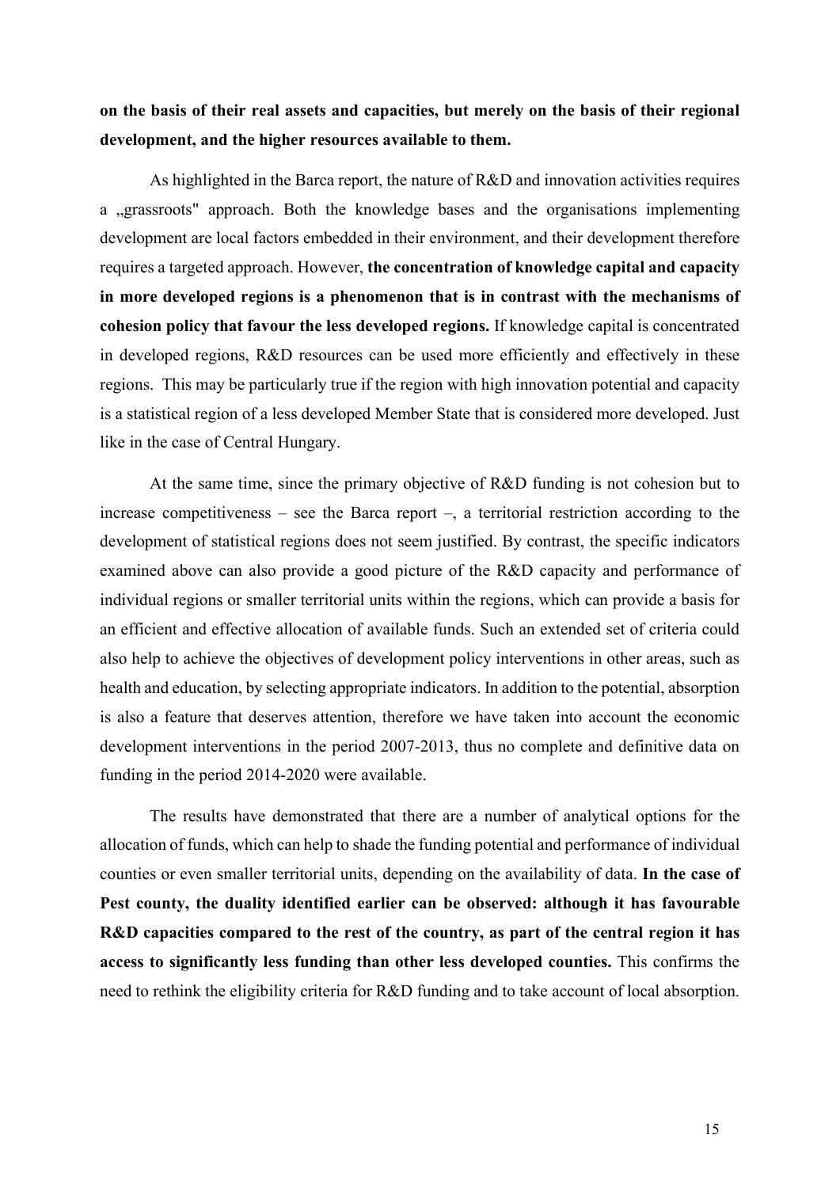**on the basis of their real assets and capacities, but merely on the basis of their regional development, and the higher resources available to them.**

As highlighted in the Barca report, the nature of R&D and innovation activities requires a „grassroots" approach. Both the knowledge bases and the organisations implementing development are local factors embedded in their environment, and their development therefore requires a targeted approach. However, **the concentration of knowledge capital and capacity in more developed regions is a phenomenon that is in contrast with the mechanisms of cohesion policy that favour the less developed regions.** If knowledge capital is concentrated in developed regions, R&D resources can be used more efficiently and effectively in these regions. This may be particularly true if the region with high innovation potential and capacity is a statistical region of a less developed Member State that is considered more developed. Just like in the case of Central Hungary.

At the same time, since the primary objective of R&D funding is not cohesion but to increase competitiveness – see the Barca report –, a territorial restriction according to the development of statistical regions does not seem justified. By contrast, the specific indicators examined above can also provide a good picture of the R&D capacity and performance of individual regions or smaller territorial units within the regions, which can provide a basis for an efficient and effective allocation of available funds. Such an extended set of criteria could also help to achieve the objectives of development policy interventions in other areas, such as health and education, by selecting appropriate indicators. In addition to the potential, absorption is also a feature that deserves attention, therefore we have taken into account the economic development interventions in the period 2007-2013, thus no complete and definitive data on funding in the period 2014-2020 were available.

The results have demonstrated that there are a number of analytical options for the allocation of funds, which can help to shade the funding potential and performance of individual counties or even smaller territorial units, depending on the availability of data. **In the case of Pest county, the duality identified earlier can be observed: although it has favourable R&D capacities compared to the rest of the country, as part of the central region it has access to significantly less funding than other less developed counties.** This confirms the need to rethink the eligibility criteria for R&D funding and to take account of local absorption.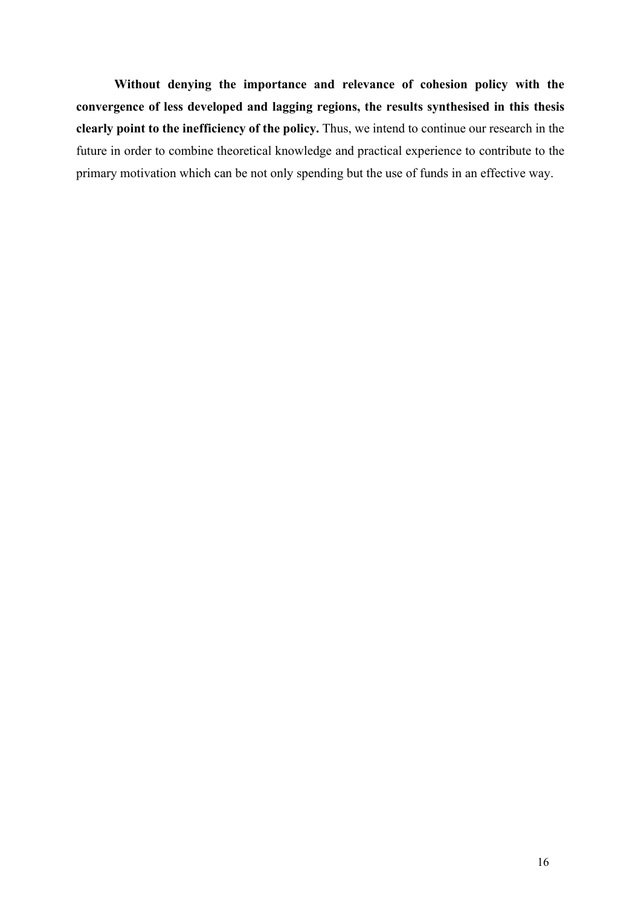**Without denying the importance and relevance of cohesion policy with the convergence of less developed and lagging regions, the results synthesised in this thesis clearly point to the inefficiency of the policy.** Thus, we intend to continue our research in the future in order to combine theoretical knowledge and practical experience to contribute to the primary motivation which can be not only spending but the use of funds in an effective way.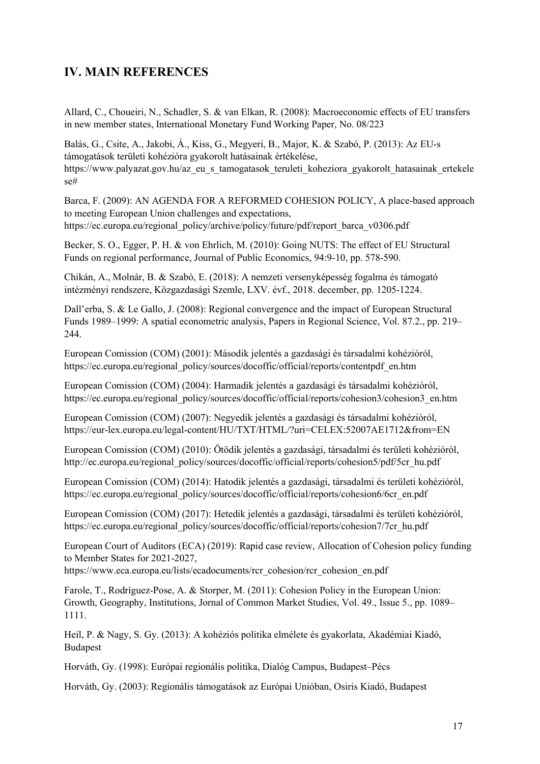## IV. MAIN REFERENCES

Allard, C., Choueiri, N., Schadler, S. & van Elkan, R. (2008): Macroeconomic effects of EU transfers in new member states, International Monetary Fund Working Paper, No. 08/223

Balás, G., Csite, A., Jakobi, Á., Kiss, G., Megyeri, B., Major, K. & Szabó, P. (2013): Az EU-s támogatások területi kohézióra gyakorolt hatásainak értékelése, https://www.palyazat.gov.hu/az_eu_s_tamogatasok_teruleti_koheziora_gyakorolt_hatasainak_ertekelese#

Barca, F. (2009): AN AGENDA FOR A REFORMED COHESION POLICY, A place-based approach to meeting European Union challenges and expectations, https://ec.europa.eu/regional_policy/archive/policy/future/pdf/report_barca_v0306.pdf

Becker, S. O., Egger, P. H. & von Ehrlich, M. (2010): Going NUTS: The effect of EU Structural Funds on regional performance, Journal of Public Economics, 94:9-10, pp. 578-590.

Chikán, A., Molnár, B. & Szabó, E. (2018): A nemzeti versenyképesség fogalma és támogató intézményi rendszere, Közgazdasági Szemle, LXV. évf., 2018. december, pp. 1205-1224.

Dall'erba, S. & Le Gallo, J. (2008): Regional convergence and the impact of European Structural Funds 1989–1999: A spatial econometric analysis, Papers in Regional Science, Vol. 87.2., pp. 219–244.

European Comission (COM) (2001): Második jelentés a gazdasági és társadalmi kohézióról, https://ec.europa.eu/regional_policy/sources/docoffic/official/reports/contentpdf_en.htm

European Comission (COM) (2004): Harmadik jelentés a gazdasági és társadalmi kohézióról, https://ec.europa.eu/regional_policy/sources/docoffic/official/reports/cohesion3/cohesion3_en.htm

European Comission (COM) (2007): Negyedik jelentés a gazdasági és társadalmi kohézióról, https://eur-lex.europa.eu/legal-content/HU/TXT/HTML/?uri=CELEX:52007AE1712&from=EN

European Comission (COM) (2010): Ötödik jelentés a gazdasági, társadalmi és területi kohézióról, http://ec.europa.eu/regional_policy/sources/docoffic/official/reports/cohesion5/pdf/5cr_hu.pdf

European Comission (COM) (2014): Hatodik jelentés a gazdasági, társadalmi és területi kohézióról, https://ec.europa.eu/regional_policy/sources/docoffic/official/reports/cohesion6/6cr_en.pdf

European Comission (COM) (2017): Hetedik jelentés a gazdasági, társadalmi és területi kohézióról, https://ec.europa.eu/regional_policy/sources/docoffic/official/reports/cohesion7/7cr_hu.pdf

European Court of Auditors (ECA) (2019): Rapid case review, Allocation of Cohesion policy funding to Member States for 2021-2027, https://www.eca.europa.eu/lists/ecadocuments/rcr_cohesion/rcr_cohesion_en.pdf

Farole, T., Rodríguez-Pose, A. & Storper, M. (2011): Cohesion Policy in the European Union: Growth, Geography, Institutions, Jornal of Common Market Studies, Vol. 49., Issue 5., pp. 1089–1111.

Heil, P. & Nagy, S. Gy. (2013): A kohéziós politika elmélete és gyakorlata, Akadémiai Kiadó, Budapest

Horváth, Gy. (1998): Európai regionális politika, Dialóg Campus, Budapest–Pécs

Horváth, Gy. (2003): Regionális támogatások az Európai Unióban, Osiris Kiadó, Budapest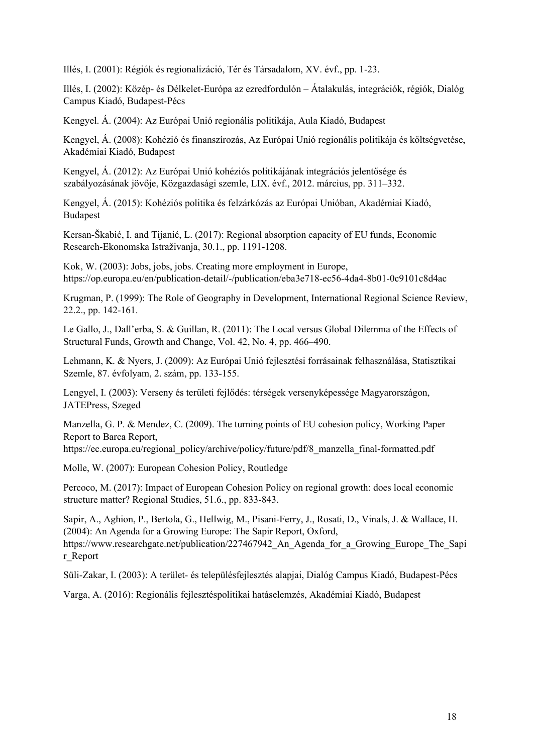Illés, I. (2001): Régiók és regionalizáció, Tér és Társadalom, XV. évf., pp. 1-23.

Illés, I. (2002): Közép- és Délkelet-Európa az ezredfordulón – Átalakulás, integrációk, régiók, Dialóg Campus Kiadó, Budapest-Pécs

Kengyel. Á. (2004): Az Európai Unió regionális politikája, Aula Kiadó, Budapest

Kengyel, Á. (2008): Kohézió és finanszírozás, Az Európai Unió regionális politikája és költségvetése, Akadémiai Kiadó, Budapest

Kengyel, Á. (2012): Az Európai Unió kohéziós politikájának integrációs jelentősége és szabályozásának jövője, Közgazdasági szemle, LIX. évf., 2012. március, pp. 311–332.

Kengyel, Á. (2015): Kohéziós politika és felzárkózás az Európai Unióban, Akadémiai Kiadó, Budapest

Kersan-Škabić, I. and Tijanić, L. (2017): Regional absorption capacity of EU funds, Economic Research-Ekonomska Istraživanja, 30.1., pp. 1191-1208.

Kok, W. (2003): Jobs, jobs, jobs. Creating more employment in Europe, https://op.europa.eu/en/publication-detail/-/publication/eba3e718-ec56-4da4-8b01-0c9101c8d4ac

Krugman, P. (1999): The Role of Geography in Development, International Regional Science Review, 22.2., pp. 142-161.

Le Gallo, J., Dall'erba, S. & Guillan, R. (2011): The Local versus Global Dilemma of the Effects of Structural Funds, Growth and Change, Vol. 42, No. 4, pp. 466–490.

Lehmann, K. & Nyers, J. (2009): Az Európai Unió fejlesztési forrásainak felhasználása, Statisztikai Szemle, 87. évfolyam, 2. szám, pp. 133-155.

Lengyel, I. (2003): Verseny és területi fejlődés: térségek versenyképessége Magyarországon, JATEPress, Szeged

Manzella, G. P. & Mendez, C. (2009). The turning points of EU cohesion policy, Working Paper Report to Barca Report, https://ec.europa.eu/regional_policy/archive/policy/future/pdf/8_manzella_final-formatted.pdf

Molle, W. (2007): European Cohesion Policy, Routledge

Percoco, M. (2017): Impact of European Cohesion Policy on regional growth: does local economic structure matter? Regional Studies, 51.6., pp. 833-843.

Sapir, A., Aghion, P., Bertola, G., Hellwig, M., Pisani-Ferry, J., Rosati, D., Vinals, J. & Wallace, H. (2004): An Agenda for a Growing Europe: The Sapir Report, Oxford, https://www.researchgate.net/publication/227467942_An_Agenda_for_a_Growing_Europe_The_Sapir_Report

Süli-Zakar, I. (2003): A terület- és településfejlesztés alapjai, Dialóg Campus Kiadó, Budapest-Pécs

Varga, A. (2016): Regionális fejlesztéspolitikai hatáselemzés, Akadémiai Kiadó, Budapest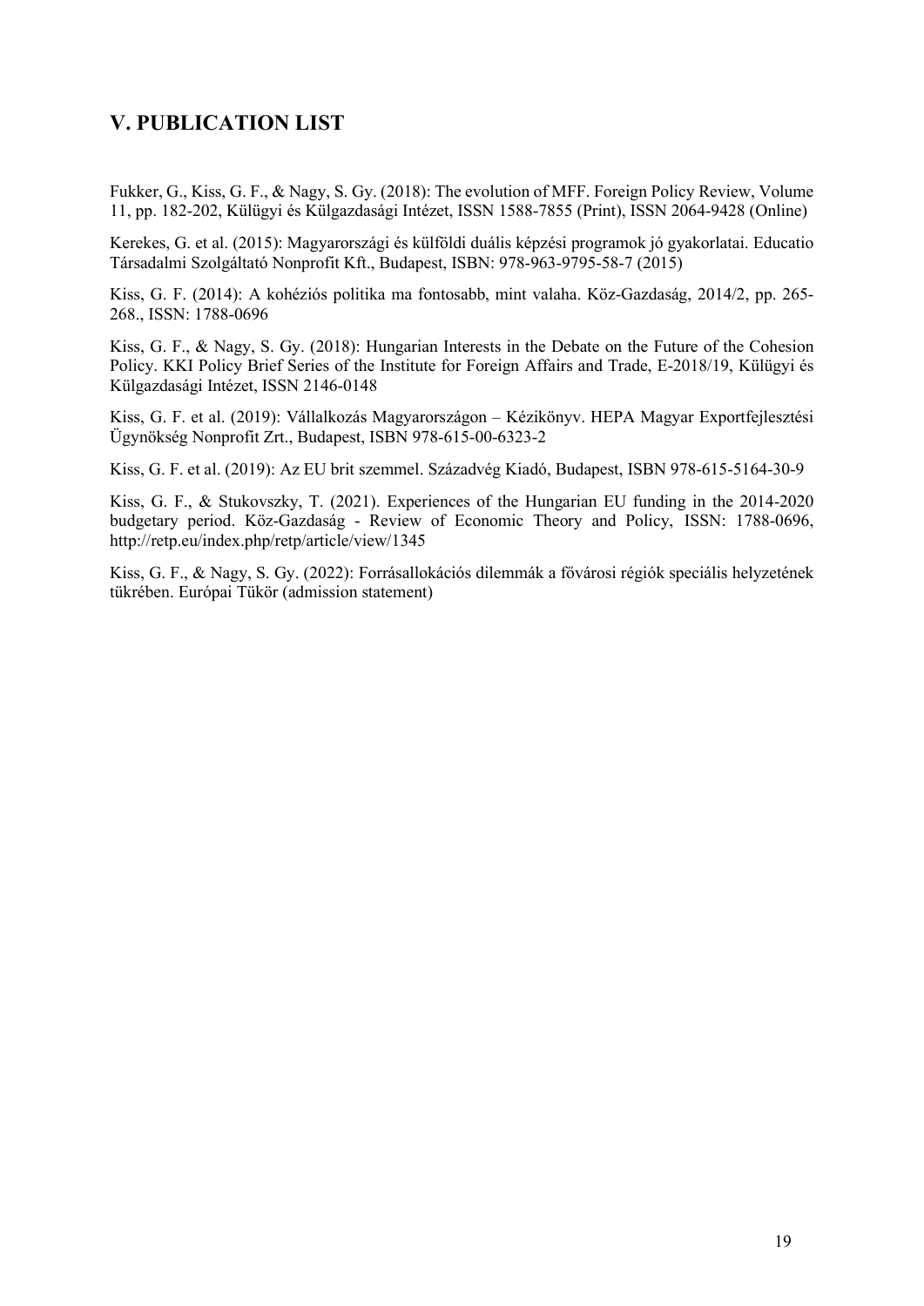## V. PUBLICATION LIST

Fukker, G., Kiss, G. F., & Nagy, S. Gy. (2018): The evolution of MFF. Foreign Policy Review, Volume 11, pp. 182-202, Külügyi és Külgazdasági Intézet, ISSN 1588-7855 (Print), ISSN 2064-9428 (Online)

Kerekes, G. et al. (2015): Magyarországi és külföldi duális képzési programok jó gyakorlatai. Educatio Társadalmi Szolgáltató Nonprofit Kft., Budapest, ISBN: 978-963-9795-58-7 (2015)

Kiss, G. F. (2014): A kohéziós politika ma fontosabb, mint valaha. Köz-Gazdaság, 2014/2, pp. 265-268., ISSN: 1788-0696

Kiss, G. F., & Nagy, S. Gy. (2018): Hungarian Interests in the Debate on the Future of the Cohesion Policy. KKI Policy Brief Series of the Institute for Foreign Affairs and Trade, E-2018/19, Külügyi és Külgazdasági Intézet, ISSN 2146-0148

Kiss, G. F. et al. (2019): Vállalkozás Magyarországon – Kézikönyv. HEPA Magyar Exportfejlesztési Ügynökség Nonprofit Zrt., Budapest, ISBN 978-615-00-6323-2

Kiss, G. F. et al. (2019): Az EU brit szemmel. Századvég Kiadó, Budapest, ISBN 978-615-5164-30-9

Kiss, G. F., & Stukovszky, T. (2021). Experiences of the Hungarian EU funding in the 2014-2020 budgetary period. Köz-Gazdaság - Review of Economic Theory and Policy, ISSN: 1788-0696, http://retp.eu/index.php/retp/article/view/1345

Kiss, G. F., & Nagy, S. Gy. (2022): Forrásallokációs dilemmák a fővárosi régiók speciális helyzetének tükrében. Európai Tükör (admission statement)